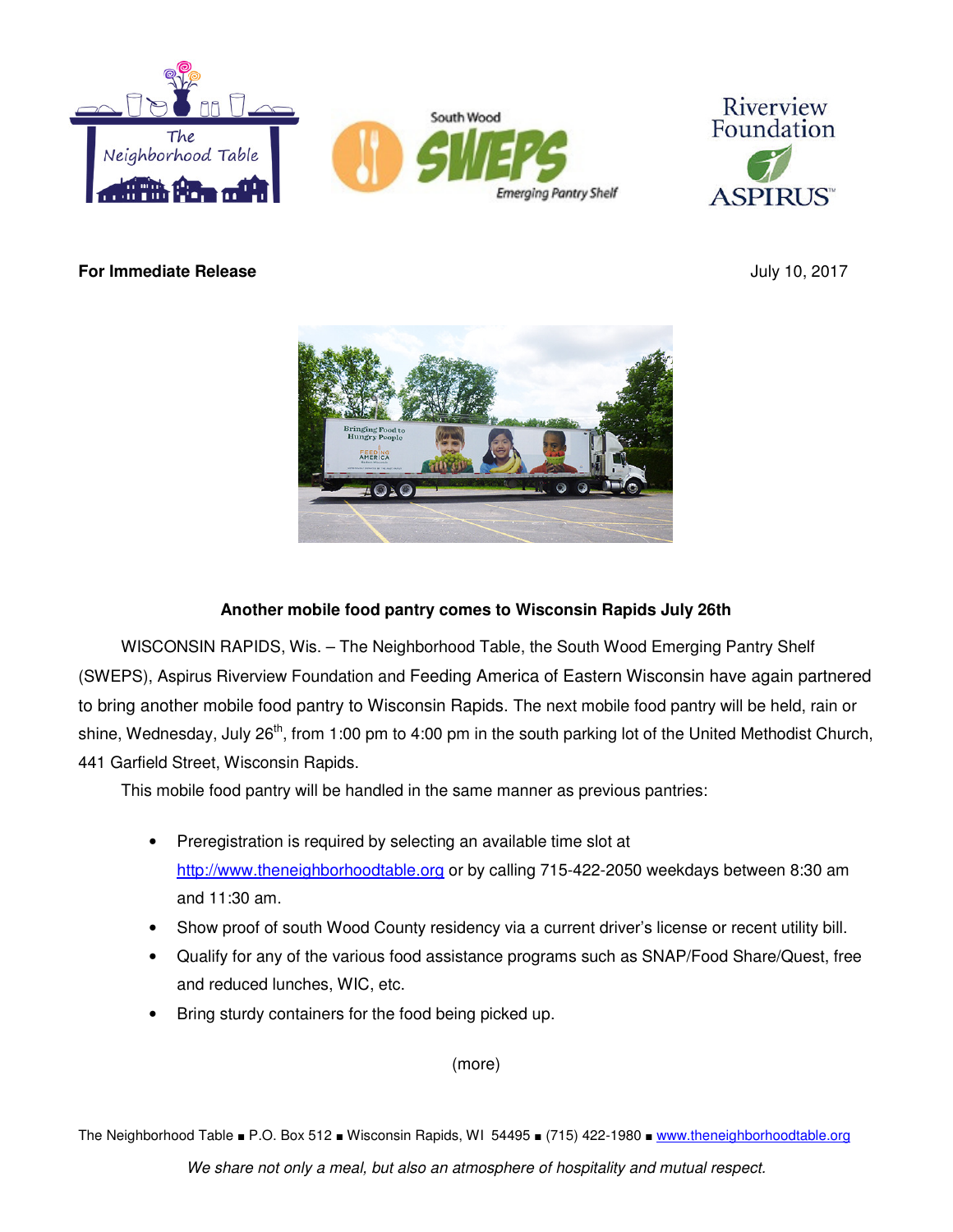**For Immediate Release** July 10, 2017

**Another mobile food pantry comes to Wisconsin Rapids July 26th**

WISCONSIN RAPIDS, Wis. – The Neighborhood Table, the South Wood Emerging Pantry Shelf (SWEPS), Aspirus Riverview Foundation and Feeding America of Eastern Wisconsin have again partnered to bring another mobile food pantry to Wisconsin Rapids. The next mobile food pantry will be held, rain or shine, Wednesday, July 26th, from 1:00 pm to 4:00 pm in the south parking lot of the United Methodist Church, 441 Garfield Street, Wisconsin Rapids.

This mobile food pantry will be handled in the same manner as previous pantries:

- Preregistration is required by selecting an available time slot at http://www.theneighborhoodtable.org or by calling 715-422-2050 weekdays between 8:30 am and 11:30 am.
- Show proof of south Wood County residency via a current driver's license or recent utility bill.
- Qualify for any of the various food assistance programs such as SNAP/Food Share/Quest, free and reduced lunches, WIC, etc.
- Bring sturdy containers for the food being picked up.

(more)

The Neighborhood Table ■ P.O. Box 512 ■ Wisconsin Rapids, WI 54495 ■ (715) 422-1980 ■ www.theneighborhoodtable.org

*We share not only a meal, but also an atmosphere of hospitality and mutual respect.*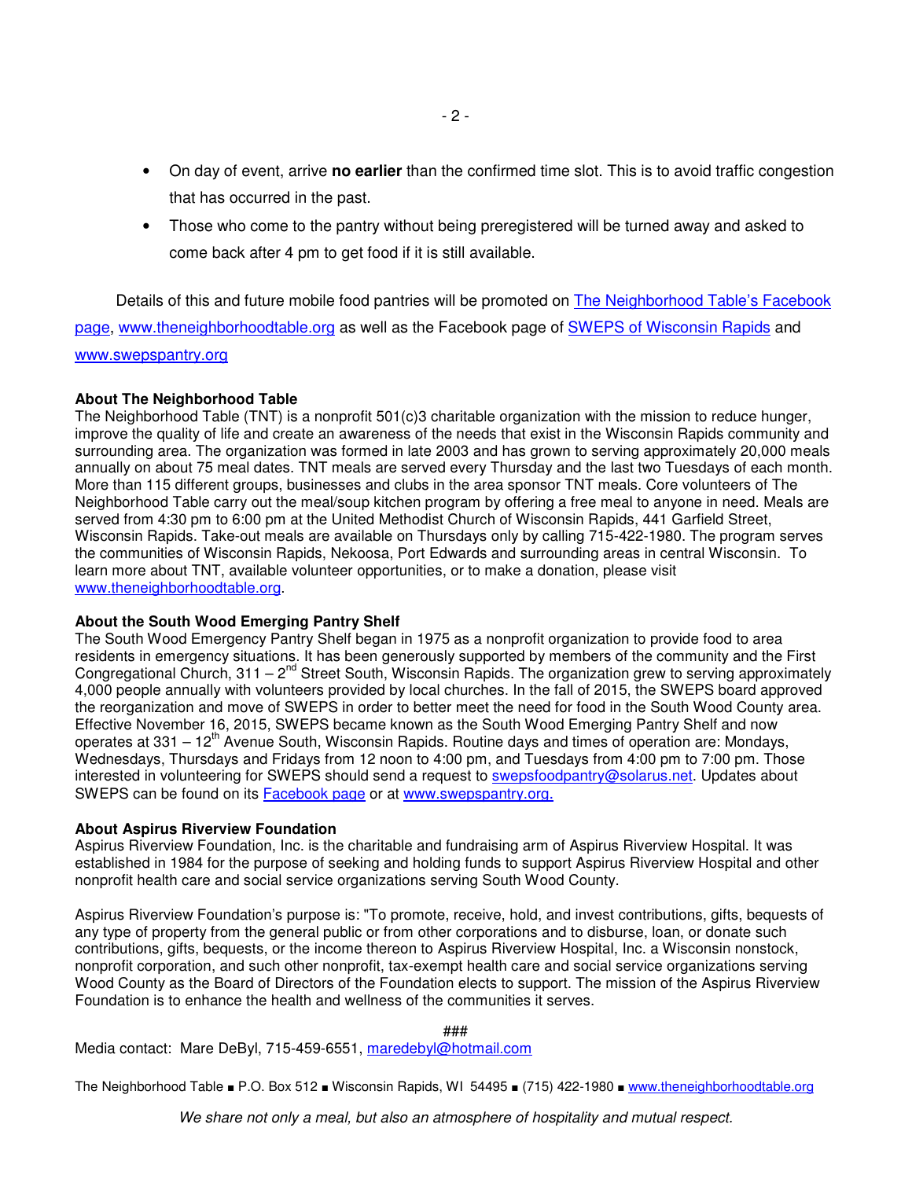- On day of event, arrive **no earlier** than the confirmed time slot. This is to avoid traffic congestion that has occurred in the past.
- Those who come to the pantry without being preregistered will be turned away and asked to come back after 4 pm to get food if it is still available.

Details of this and future mobile food pantries will be promoted on The Neighborhood Table's Facebook page, www.theneighborhoodtable.org as well as the Facebook page of SWEPS of Wisconsin Rapids and www.swepspantry.org

**About The Neighborhood Table**
The Neighborhood Table (TNT) is a nonprofit 501(c)3 charitable organization with the mission to reduce hunger, improve the quality of life and create an awareness of the needs that exist in the Wisconsin Rapids community and surrounding area. The organization was formed in late 2003 and has grown to serving approximately 20,000 meals annually on about 75 meal dates. TNT meals are served every Thursday and the last two Tuesdays of each month. More than 115 different groups, businesses and clubs in the area sponsor TNT meals. Core volunteers of The Neighborhood Table carry out the meal/soup kitchen program by offering a free meal to anyone in need. Meals are served from 4:30 pm to 6:00 pm at the United Methodist Church of Wisconsin Rapids, 441 Garfield Street, Wisconsin Rapids. Take-out meals are available on Thursdays only by calling 715-422-1980. The program serves the communities of Wisconsin Rapids, Nekoosa, Port Edwards and surrounding areas in central Wisconsin. To learn more about TNT, available volunteer opportunities, or to make a donation, please visit www.theneighborhoodtable.org.

**About the South Wood Emerging Pantry Shelf**
The South Wood Emergency Pantry Shelf began in 1975 as a nonprofit organization to provide food to area residents in emergency situations. It has been generously supported by members of the community and the First Congregational Church, 311 – 2nd Street South, Wisconsin Rapids. The organization grew to serving approximately 4,000 people annually with volunteers provided by local churches. In the fall of 2015, the SWEPS board approved the reorganization and move of SWEPS in order to better meet the need for food in the South Wood County area. Effective November 16, 2015, SWEPS became known as the South Wood Emerging Pantry Shelf and now operates at 331 – 12th Avenue South, Wisconsin Rapids. Routine days and times of operation are: Mondays, Wednesdays, Thursdays and Fridays from 12 noon to 4:00 pm, and Tuesdays from 4:00 pm to 7:00 pm. Those interested in volunteering for SWEPS should send a request to swepsfoodpantry@solarus.net. Updates about SWEPS can be found on its Facebook page or at www.swepspantry.org.

**About Aspirus Riverview Foundation**
Aspirus Riverview Foundation, Inc. is the charitable and fundraising arm of Aspirus Riverview Hospital. It was established in 1984 for the purpose of seeking and holding funds to support Aspirus Riverview Hospital and other nonprofit health care and social service organizations serving South Wood County.

Aspirus Riverview Foundation's purpose is: "To promote, receive, hold, and invest contributions, gifts, bequests of any type of property from the general public or from other corporations and to disburse, loan, or donate such contributions, gifts, bequests, or the income thereon to Aspirus Riverview Hospital, Inc. a Wisconsin nonstock, nonprofit corporation, and such other nonprofit, tax-exempt health care and social service organizations serving Wood County as the Board of Directors of the Foundation elects to support. The mission of the Aspirus Riverview Foundation is to enhance the health and wellness of the communities it serves.

###

Media contact: Mare DeByl, 715-459-6551, maredebyl@hotmail.com

The Neighborhood Table ■ P.O. Box 512 ■ Wisconsin Rapids, WI 54495 ■ (715) 422-1980 ■ www.theneighborhoodtable.org

*We share not only a meal, but also an atmosphere of hospitality and mutual respect.*